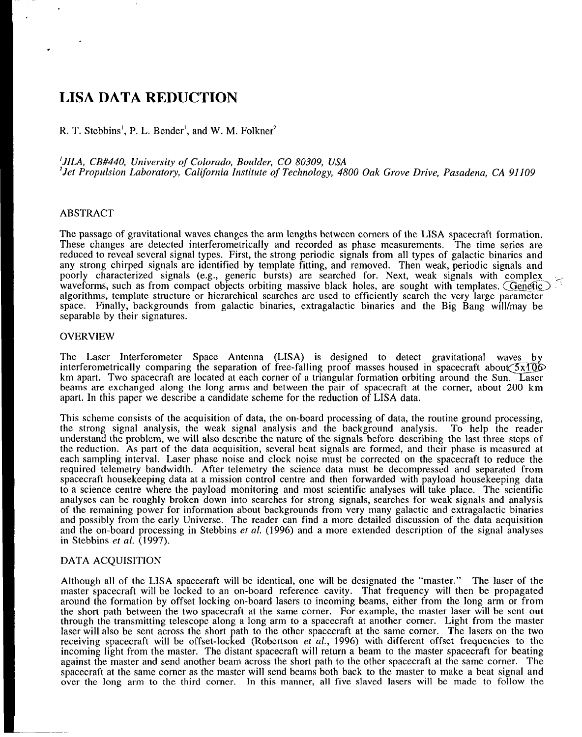# LISA DATA REDUCTION

R. T. Stebbins[1], P. L. Bender[1], and W. M. Folkner[2]

*[1]JILA, CB#440, University of Colorado, Boulder, CO 80309, USA*
*[2]Jet Propulsion Laboratory, California Institute of Technology, 4800 Oak Grove Drive, Pasadena, CA 91109*

## ABSTRACT

The passage of gravitational waves changes the arm lengths between corners of the LISA spacecraft formation. These changes are detected interferometrically and recorded as phase measurements. The time series are reduced to reveal several signal types. First, the strong periodic signals from all types of galactic binaries and any strong chirped signals are identified by template fitting, and removed. Then weak, periodic signals and poorly characterized signals (e.g., generic bursts) are searched for. Next, weak signals with complex waveforms, such as from compact objects orbiting massive black holes, are sought with templates. Genetic algorithms, template structure or hierarchical searches are used to efficiently search the very large parameter space. Finally, backgrounds from galactic binaries, extragalactic binaries and the Big Bang will/may be separable by their signatures.

## OVERVIEW

The Laser Interferometer Space Antenna (LISA) is designed to detect gravitational waves by interferometrically comparing the separation of free-falling proof masses housed in spacecraft about $5 \times 10^6$ km apart. Two spacecraft are located at each corner of a triangular formation orbiting around the Sun. Laser beams are exchanged along the long arms and between the pair of spacecraft at the corner, about 200 km apart. In this paper we describe a candidate scheme for the reduction of LISA data.

This scheme consists of the acquisition of data, the on-board processing of data, the routine ground processing, the strong signal analysis, the weak signal analysis and the background analysis. To help the reader understand the problem, we will also describe the nature of the signals before describing the last three steps of the reduction. As part of the data acquisition, several beat signals are formed, and their phase is measured at each sampling interval. Laser phase noise and clock noise must be corrected on the spacecraft to reduce the required telemetry bandwidth. After telemetry the science data must be decompressed and separated from spacecraft housekeeping data at a mission control centre and then forwarded with payload housekeeping data to a science centre where the payload monitoring and most scientific analyses will take place. The scientific analyses can be roughly broken down into searches for strong signals, searches for weak signals and analysis of the remaining power for information about backgrounds from very many galactic and extragalactic binaries and possibly from the early Universe. The reader can find a more detailed discussion of the data acquisition and the on-board processing in Stebbins *et al.* (1996) and a more extended description of the signal analyses in Stebbins *et al.* (1997).

## DATA ACQUISITION

Although all of the LISA spacecraft will be identical, one will be designated the "master." The laser of the master spacecraft will be locked to an on-board reference cavity. That frequency will then be propagated around the formation by offset locking on-board lasers to incoming beams, either from the long arm or from the short path between the two spacecraft at the same corner. For example, the master laser will be sent out through the transmitting telescope along a long arm to a spacecraft at another corner. Light from the master laser will also be sent across the short path to the other spacecraft at the same corner. The lasers on the two receiving spacecraft will be offset-locked (Robertson *et al.*, 1996) with different offset frequencies to the incoming light from the master. The distant spacecraft will return a beam to the master spacecraft for beating against the master and send another beam across the short path to the other spacecraft at the same corner. The spacecraft at the same corner as the master will send beams both back to the master to make a beat signal and over the long arm to the third corner. In this manner, all five slaved lasers will be made to follow the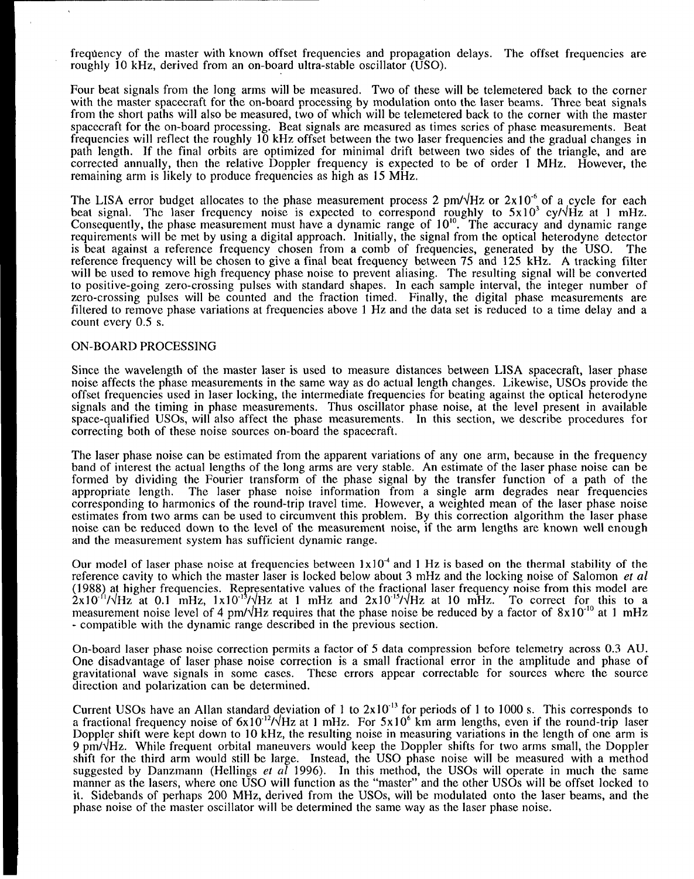frequency of the master with known offset frequencies and propagation delays. The offset frequencies are roughly 10 kHz, derived from an on-board ultra-stable oscillator (USO).

Four beat signals from the long arms will be measured. Two of these will be telemetered back to the corner with the master spacecraft for the on-board processing by modulation onto the laser beams. Three beat signals from the short paths will also be measured, two of which will be telemetered back to the corner with the master spacecraft for the on-board processing. Beat signals are measured as times series of phase measurements. Beat frequencies will reflect the roughly 10 kHz offset between the two laser frequencies and the gradual changes in path length. If the final orbits are optimized for minimal drift between two sides of the triangle, and are corrected annually, then the relative Doppler frequency is expected to be of order 1 MHz. However, the remaining arm is likely to produce frequencies as high as 15 MHz.

The LISA error budget allocates to the phase measurement process 2 pm/$\sqrt{\text{Hz}}$ or $2\times10^{-6}$ of a cycle for each beat signal. The laser frequency noise is expected to correspond roughly to $5\times10^{3}$ cy/$\sqrt{\text{Hz}}$ at 1 mHz. Consequently, the phase measurement must have a dynamic range of $10^{10}$. The accuracy and dynamic range requirements will be met by using a digital approach. Initially, the signal from the optical heterodyne detector is beat against a reference frequency chosen from a comb of frequencies, generated by the USO. The reference frequency will be chosen to give a final beat frequency between 75 and 125 kHz. A tracking filter will be used to remove high frequency phase noise to prevent aliasing. The resulting signal will be converted to positive-going zero-crossing pulses with standard shapes. In each sample interval, the integer number of zero-crossing pulses will be counted and the fraction timed. Finally, the digital phase measurements are filtered to remove phase variations at frequencies above 1 Hz and the data set is reduced to a time delay and a count every 0.5 s.

## ON-BOARD PROCESSING

Since the wavelength of the master laser is used to measure distances between LISA spacecraft, laser phase noise affects the phase measurements in the same way as do actual length changes. Likewise, USOs provide the offset frequencies used in laser locking, the intermediate frequencies for beating against the optical heterodyne signals and the timing in phase measurements. Thus oscillator phase noise, at the level present in available space-qualified USOs, will also affect the phase measurements. In this section, we describe procedures for correcting both of these noise sources on-board the spacecraft.

The laser phase noise can be estimated from the apparent variations of any one arm, because in the frequency band of interest the actual lengths of the long arms are very stable. An estimate of the laser phase noise can be formed by dividing the Fourier transform of the phase signal by the transfer function of a path of the appropriate length. The laser phase noise information from a single arm degrades near frequencies corresponding to harmonics of the round-trip travel time. However, a weighted mean of the laser phase noise estimates from two arms can be used to circumvent this problem. By this correction algorithm the laser phase noise can be reduced down to the level of the measurement noise, if the arm lengths are known well enough and the measurement system has sufficient dynamic range.

Our model of laser phase noise at frequencies between $1\times10^{-4}$ and 1 Hz is based on the thermal stability of the reference cavity to which the master laser is locked below about 3 mHz and the locking noise of Salomon *et al* (1988) at higher frequencies. Representative values of the fractional laser frequency noise from this model are $2\times10^{-11}/\sqrt{\text{Hz}}$ at 0.1 mHz, $1\times10^{-13}/\sqrt{\text{Hz}}$ at 1 mHz and $2\times10^{-15}/\sqrt{\text{Hz}}$ at 10 mHz. To correct for this to a measurement noise level of 4 pm/$\sqrt{\text{Hz}}$ requires that the phase noise be reduced by a factor of $8\times10^{-10}$ at 1 mHz - compatible with the dynamic range described in the previous section.

On-board laser phase noise correction permits a factor of 5 data compression before telemetry across 0.3 AU. One disadvantage of laser phase noise correction is a small fractional error in the amplitude and phase of gravitational wave signals in some cases. These errors appear correctable for sources where the source direction and polarization can be determined.

Current USOs have an Allan standard deviation of 1 to $2\times10^{-13}$ for periods of 1 to 1000 s. This corresponds to a fractional frequency noise of $6\times10^{-12}/\sqrt{\text{Hz}}$ at 1 mHz. For $5\times10^{6}$ km arm lengths, even if the round-trip laser Doppler shift were kept down to 10 kHz, the resulting noise in measuring variations in the length of one arm is 9 pm/$\sqrt{\text{Hz}}$. While frequent orbital maneuvers would keep the Doppler shifts for two arms small, the Doppler shift for the third arm would still be large. Instead, the USO phase noise will be measured with a method suggested by Danzmann (Hellings *et al* 1996). In this method, the USOs will operate in much the same manner as the lasers, where one USO will function as the "master" and the other USOs will be offset locked to it. Sidebands of perhaps 200 MHz, derived from the USOs, will be modulated onto the laser beams, and the phase noise of the master oscillator will be determined the same way as the laser phase noise.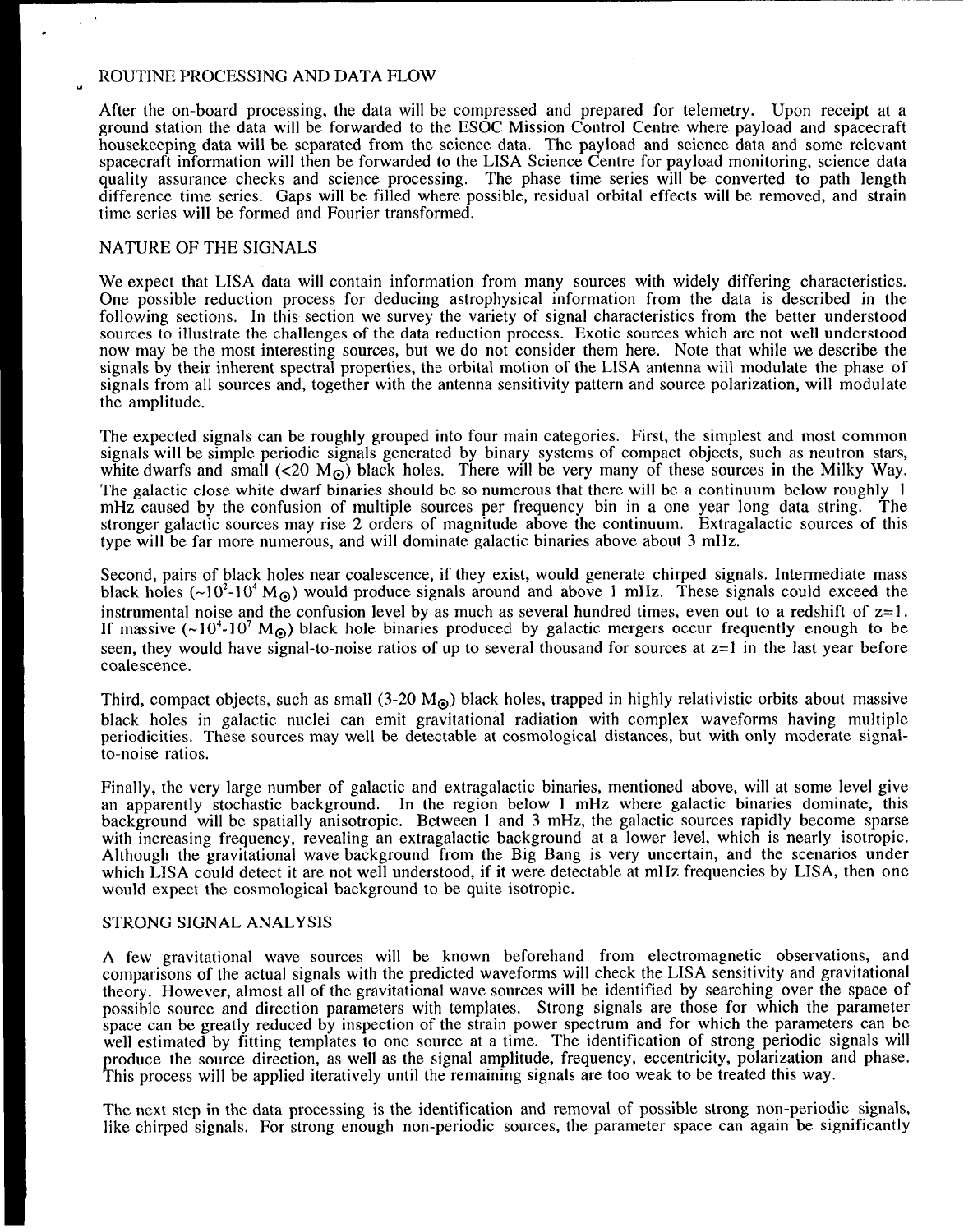## ROUTINE PROCESSING AND DATA FLOW

After the on-board processing, the data will be compressed and prepared for telemetry. Upon receipt at a ground station the data will be forwarded to the ESOC Mission Control Centre where payload and spacecraft housekeeping data will be separated from the science data. The payload and science data and some relevant spacecraft information will then be forwarded to the LISA Science Centre for payload monitoring, science data quality assurance checks and science processing. The phase time series will be converted to path length difference time series. Gaps will be filled where possible, residual orbital effects will be removed, and strain time series will be formed and Fourier transformed.

## NATURE OF THE SIGNALS

We expect that LISA data will contain information from many sources with widely differing characteristics. One possible reduction process for deducing astrophysical information from the data is described in the following sections. In this section we survey the variety of signal characteristics from the better understood sources to illustrate the challenges of the data reduction process. Exotic sources which are not well understood now may be the most interesting sources, but we do not consider them here. Note that while we describe the signals by their inherent spectral properties, the orbital motion of the LISA antenna will modulate the phase of signals from all sources and, together with the antenna sensitivity pattern and source polarization, will modulate the amplitude.

The expected signals can be roughly grouped into four main categories. First, the simplest and most common signals will be simple periodic signals generated by binary systems of compact objects, such as neutron stars, white dwarfs and small ($<20\ M_{\odot}$) black holes. There will be very many of these sources in the Milky Way. The galactic close white dwarf binaries should be so numerous that there will be a continuum below roughly 1 mHz caused by the confusion of multiple sources per frequency bin in a one year long data string. The stronger galactic sources may rise 2 orders of magnitude above the continuum. Extragalactic sources of this type will be far more numerous, and will dominate galactic binaries above about 3 mHz.

Second, pairs of black holes near coalescence, if they exist, would generate chirped signals. Intermediate mass black holes ($\sim 10^{2}$-$10^{4}\ M_{\odot}$) would produce signals around and above 1 mHz. These signals could exceed the instrumental noise and the confusion level by as much as several hundred times, even out to a redshift of $z=1$. If massive ($\sim 10^{4}$-$10^{7}\ M_{\odot}$) black hole binaries produced by galactic mergers occur frequently enough to be seen, they would have signal-to-noise ratios of up to several thousand for sources at $z=1$ in the last year before coalescence.

Third, compact objects, such as small (3-20 $M_{\odot}$) black holes, trapped in highly relativistic orbits about massive black holes in galactic nuclei can emit gravitational radiation with complex waveforms having multiple periodicities. These sources may well be detectable at cosmological distances, but with only moderate signal-to-noise ratios.

Finally, the very large number of galactic and extragalactic binaries, mentioned above, will at some level give an apparently stochastic background. In the region below 1 mHz where galactic binaries dominate, this background will be spatially anisotropic. Between 1 and 3 mHz, the galactic sources rapidly become sparse with increasing frequency, revealing an extragalactic background at a lower level, which is nearly isotropic. Although the gravitational wave background from the Big Bang is very uncertain, and the scenarios under which LISA could detect it are not well understood, if it were detectable at mHz frequencies by LISA, then one would expect the cosmological background to be quite isotropic.

## STRONG SIGNAL ANALYSIS

A few gravitational wave sources will be known beforehand from electromagnetic observations, and comparisons of the actual signals with the predicted waveforms will check the LISA sensitivity and gravitational theory. However, almost all of the gravitational wave sources will be identified by searching over the space of possible source and direction parameters with templates. Strong signals are those for which the parameter space can be greatly reduced by inspection of the strain power spectrum and for which the parameters can be well estimated by fitting templates to one source at a time. The identification of strong periodic signals will produce the source direction, as well as the signal amplitude, frequency, eccentricity, polarization and phase. This process will be applied iteratively until the remaining signals are too weak to be treated this way.

The next step in the data processing is the identification and removal of possible strong non-periodic signals, like chirped signals. For strong enough non-periodic sources, the parameter space can again be significantly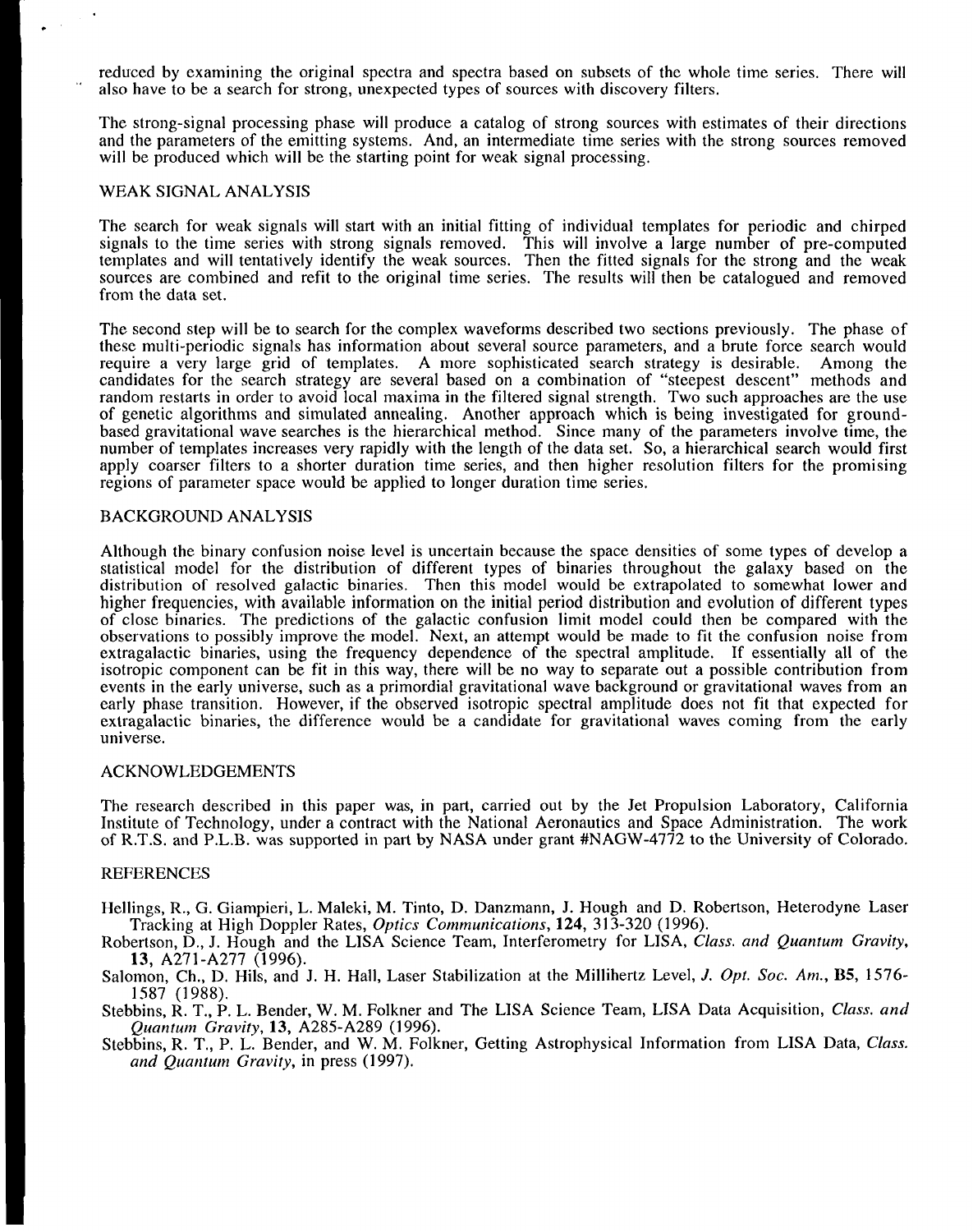reduced by examining the original spectra and spectra based on subsets of the whole time series. There will also have to be a search for strong, unexpected types of sources with discovery filters.

The strong-signal processing phase will produce a catalog of strong sources with estimates of their directions and the parameters of the emitting systems. And, an intermediate time series with the strong sources removed will be produced which will be the starting point for weak signal processing.

## WEAK SIGNAL ANALYSIS

The search for weak signals will start with an initial fitting of individual templates for periodic and chirped signals to the time series with strong signals removed. This will involve a large number of pre-computed templates and will tentatively identify the weak sources. Then the fitted signals for the strong and the weak sources are combined and refit to the original time series. The results will then be catalogued and removed from the data set.

The second step will be to search for the complex waveforms described two sections previously. The phase of these multi-periodic signals has information about several source parameters, and a brute force search would require a very large grid of templates. A more sophisticated search strategy is desirable. Among the candidates for the search strategy are several based on a combination of "steepest descent" methods and random restarts in order to avoid local maxima in the filtered signal strength. Two such approaches are the use of genetic algorithms and simulated annealing. Another approach which is being investigated for ground-based gravitational wave searches is the hierarchical method. Since many of the parameters involve time, the number of templates increases very rapidly with the length of the data set. So, a hierarchical search would first apply coarser filters to a shorter duration time series, and then higher resolution filters for the promising regions of parameter space would be applied to longer duration time series.

## BACKGROUND ANALYSIS

Although the binary confusion noise level is uncertain because the space densities of some types of develop a statistical model for the distribution of different types of binaries throughout the galaxy based on the distribution of resolved galactic binaries. Then this model would be extrapolated to somewhat lower and higher frequencies, with available information on the initial period distribution and evolution of different types of close binaries. The predictions of the galactic confusion limit model could then be compared with the observations to possibly improve the model. Next, an attempt would be made to fit the confusion noise from extragalactic binaries, using the frequency dependence of the spectral amplitude. If essentially all of the isotropic component can be fit in this way, there will be no way to separate out a possible contribution from events in the early universe, such as a primordial gravitational wave background or gravitational waves from an early phase transition. However, if the observed isotropic spectral amplitude does not fit that expected for extragalactic binaries, the difference would be a candidate for gravitational waves coming from the early universe.

## ACKNOWLEDGEMENTS

The research described in this paper was, in part, carried out by the Jet Propulsion Laboratory, California Institute of Technology, under a contract with the National Aeronautics and Space Administration. The work of R.T.S. and P.L.B. was supported in part by NASA under grant #NAGW-4772 to the University of Colorado.

## REFERENCES

Hellings, R., G. Giampieri, L. Maleki, M. Tinto, D. Danzmann, J. Hough and D. Robertson, Heterodyne Laser Tracking at High Doppler Rates, *Optics Communications*, **124**, 313-320 (1996).

Robertson, D., J. Hough and the LISA Science Team, Interferometry for LISA, *Class. and Quantum Gravity*, **13**, A271-A277 (1996).

Salomon, Ch., D. Hils, and J. H. Hall, Laser Stabilization at the Millihertz Level, *J. Opt. Soc. Am.*, **B5**, 1576-1587 (1988).

Stebbins, R. T., P. L. Bender, W. M. Folkner and The LISA Science Team, LISA Data Acquisition, *Class. and Quantum Gravity*, **13**, A285-A289 (1996).

Stebbins, R. T., P. L. Bender, and W. M. Folkner, Getting Astrophysical Information from LISA Data, *Class. and Quantum Gravity*, in press (1997).